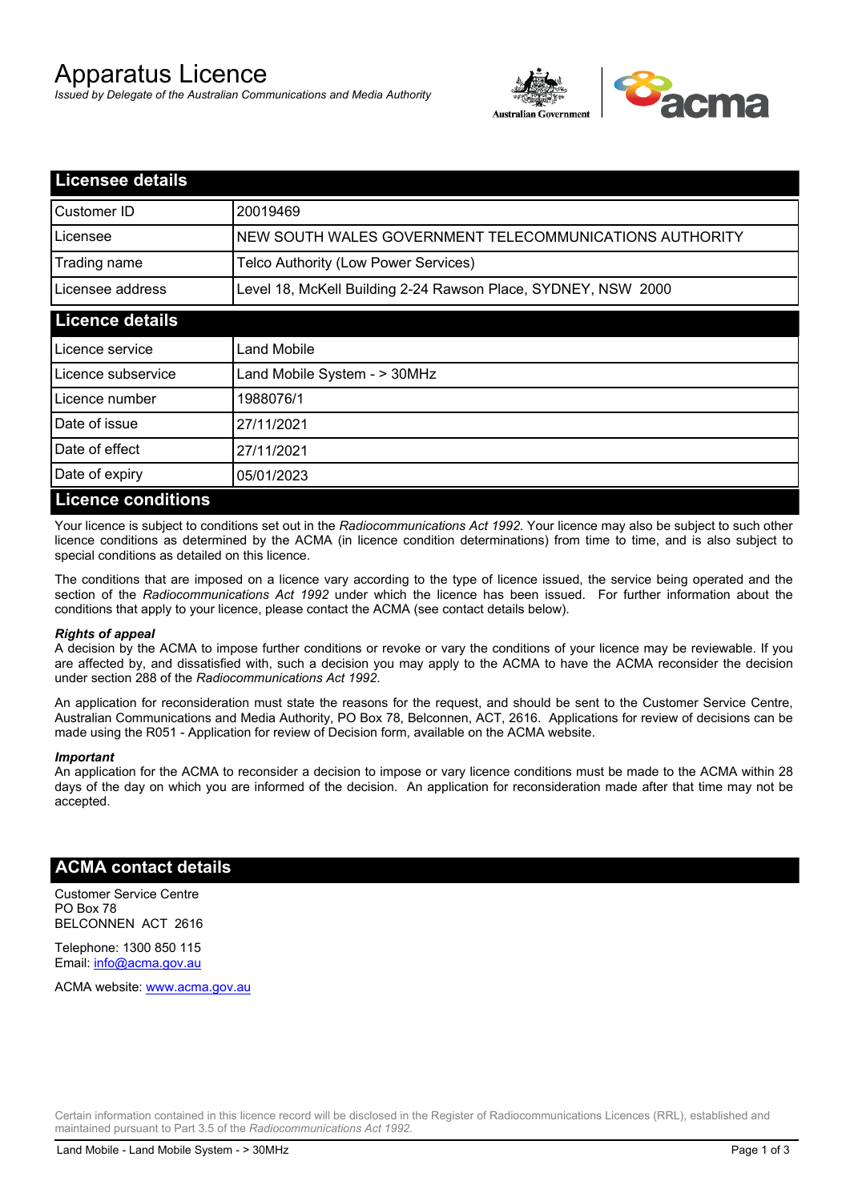# Apparatus Licence

*Issued by Delegate of the Australian Communications and Media Authority*

## Licensee details

| | |
|---|---|
| Customer ID | 20019469 |
| Licensee | NEW SOUTH WALES GOVERNMENT TELECOMMUNICATIONS AUTHORITY |
| Trading name | Telco Authority (Low Power Services) |
| Licensee address | Level 18, McKell Building 2-24 Rawson Place, SYDNEY, NSW 2000 |

## Licence details

| | |
|---|---|
| Licence service | Land Mobile |
| Licence subservice | Land Mobile System - > 30MHz |
| Licence number | 1988076/1 |
| Date of issue | 27/11/2021 |
| Date of effect | 27/11/2021 |
| Date of expiry | 05/01/2023 |

## Licence conditions

Your licence is subject to conditions set out in the *Radiocommunications Act 1992*. Your licence may also be subject to such other licence conditions as determined by the ACMA (in licence condition determinations) from time to time, and is also subject to special conditions as detailed on this licence.

The conditions that are imposed on a licence vary according to the type of licence issued, the service being operated and the section of the *Radiocommunications Act 1992* under which the licence has been issued. For further information about the conditions that apply to your licence, please contact the ACMA (see contact details below).

***Rights of appeal***

A decision by the ACMA to impose further conditions or revoke or vary the conditions of your licence may be reviewable. If you are affected by, and dissatisfied with, such a decision you may apply to the ACMA to have the ACMA reconsider the decision under section 288 of the *Radiocommunications Act 1992*.

An application for reconsideration must state the reasons for the request, and should be sent to the Customer Service Centre, Australian Communications and Media Authority, PO Box 78, Belconnen, ACT, 2616. Applications for review of decisions can be made using the R051 - Application for review of Decision form, available on the ACMA website.

***Important***

An application for the ACMA to reconsider a decision to impose or vary licence conditions must be made to the ACMA within 28 days of the day on which you are informed of the decision. An application for reconsideration made after that time may not be accepted.

## ACMA contact details

Customer Service Centre
PO Box 78
BELCONNEN ACT 2616

Telephone: 1300 850 115
Email: info@acma.gov.au

ACMA website: www.acma.gov.au

Certain information contained in this licence record will be disclosed in the Register of Radiocommunications Licences (RRL), established and maintained pursuant to Part 3.5 of the *Radiocommunications Act 1992*.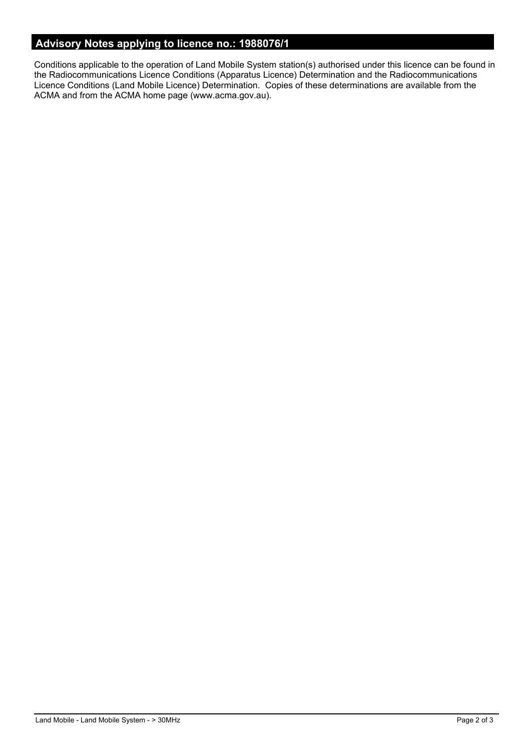## Advisory Notes applying to licence no.: 1988076/1

Conditions applicable to the operation of Land Mobile System station(s) authorised under this licence can be found in the Radiocommunications Licence Conditions (Apparatus Licence) Determination and the Radiocommunications Licence Conditions (Land Mobile Licence) Determination. Copies of these determinations are available from the ACMA and from the ACMA home page (www.acma.gov.au).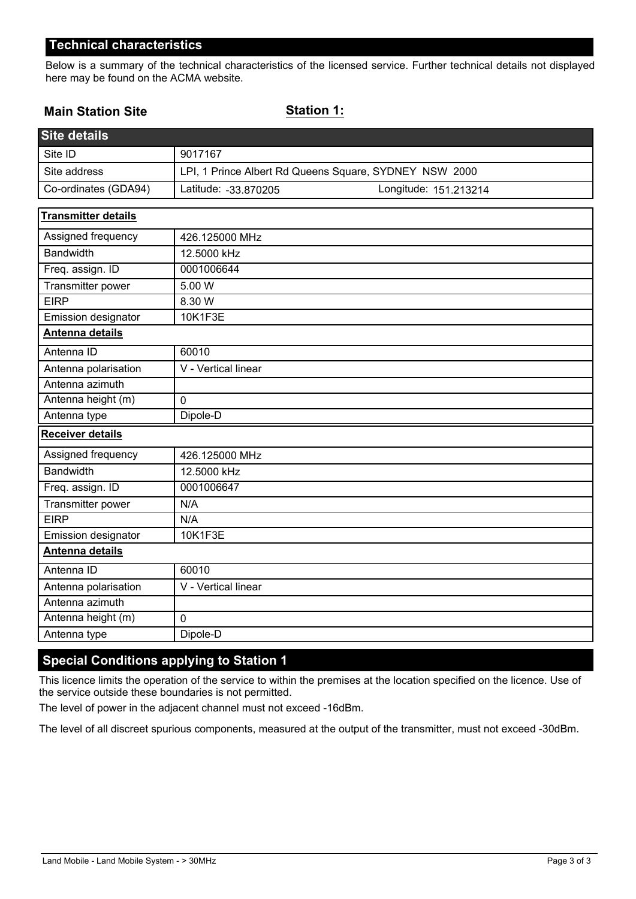## Technical characteristics

Below is a summary of the technical characteristics of the licensed service. Further technical details not displayed here may be found on the ACMA website.

**Main Station Site** **Station 1:**

| Site details | |
|---|---|
| Site ID | 9017167 |
| Site address | LPI, 1 Prince Albert Rd Queens Square, SYDNEY NSW 2000 |
| Co-ordinates (GDA94) | Latitude: -33.870205 Longitude: 151.213214 |

| Transmitter details | |
|---|---|
| Assigned frequency | 426.125000 MHz |
| Bandwidth | 12.5000 kHz |
| Freq. assign. ID | 0001006644 |
| Transmitter power | 5.00 W |
| EIRP | 8.30 W |
| Emission designator | 10K1F3E |
| **Antenna details** | |
| Antenna ID | 60010 |
| Antenna polarisation | V - Vertical linear |
| Antenna azimuth | |
| Antenna height (m) | 0 |
| Antenna type | Dipole-D |

| Receiver details | |
|---|---|
| Assigned frequency | 426.125000 MHz |
| Bandwidth | 12.5000 kHz |
| Freq. assign. ID | 0001006647 |
| Transmitter power | N/A |
| EIRP | N/A |
| Emission designator | 10K1F3E |
| **Antenna details** | |
| Antenna ID | 60010 |
| Antenna polarisation | V - Vertical linear |
| Antenna azimuth | |
| Antenna height (m) | 0 |
| Antenna type | Dipole-D |

## Special Conditions applying to Station 1

This licence limits the operation of the service to within the premises at the location specified on the licence. Use of the service outside these boundaries is not permitted.

The level of power in the adjacent channel must not exceed -16dBm.

The level of all discreet spurious components, measured at the output of the transmitter, must not exceed -30dBm.